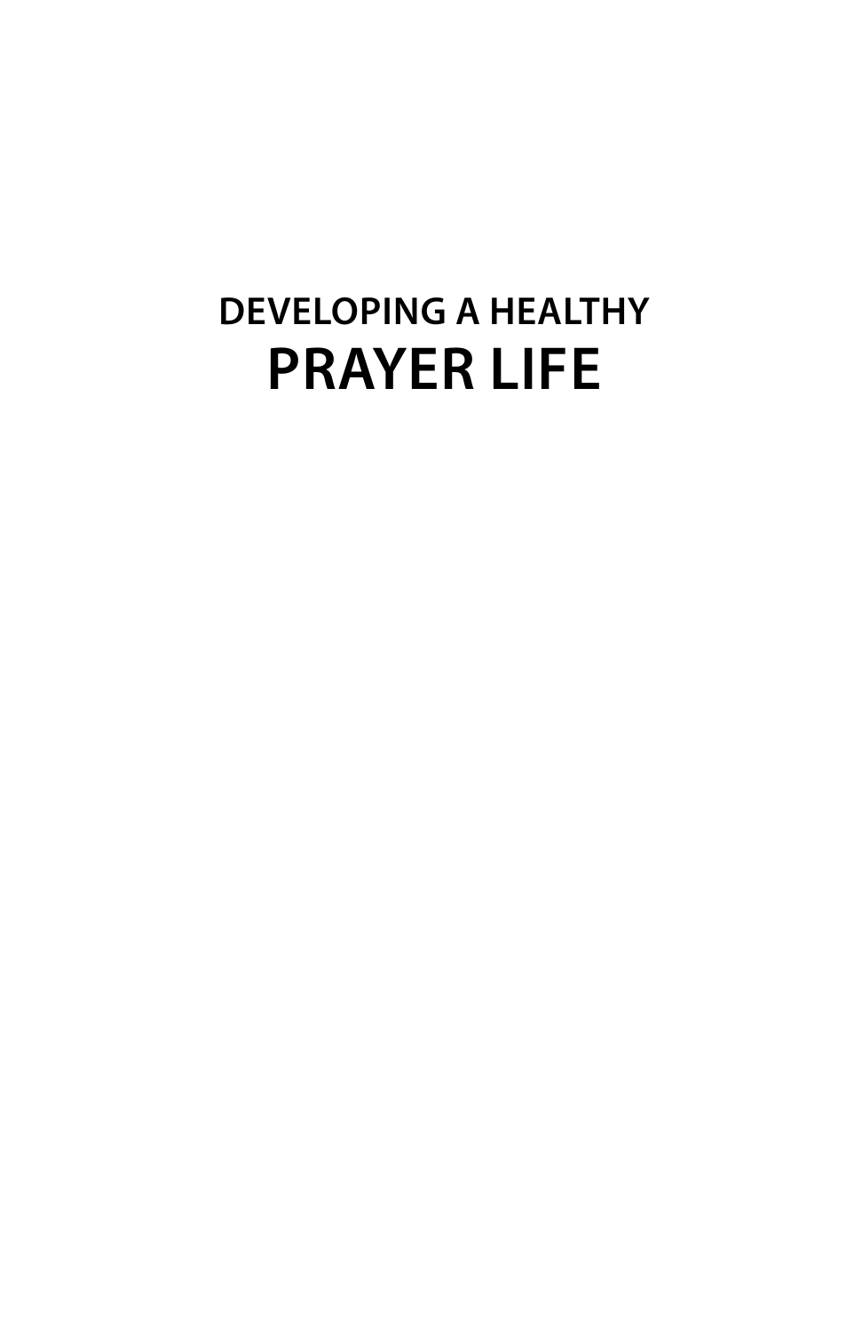# DEVELOPING A HEALTHY PRAYER LIFE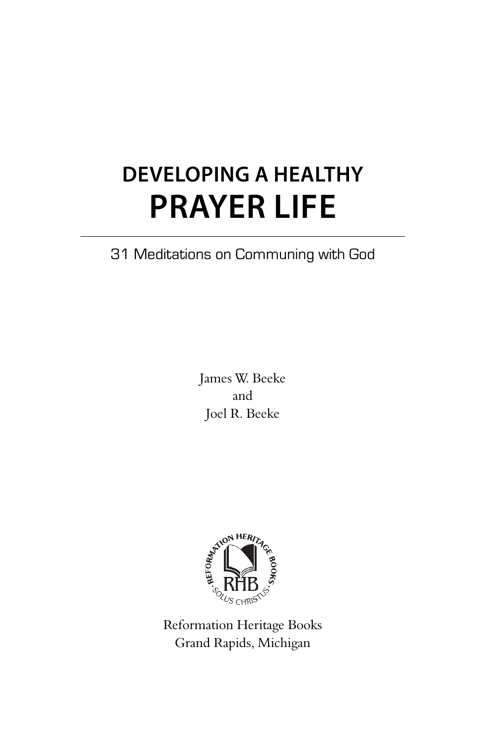# DEVELOPING A HEALTHY PRAYER LIFE

31 Meditations on Communing with God

James W. Beeke
and
Joel R. Beeke

Reformation Heritage Books
Grand Rapids, Michigan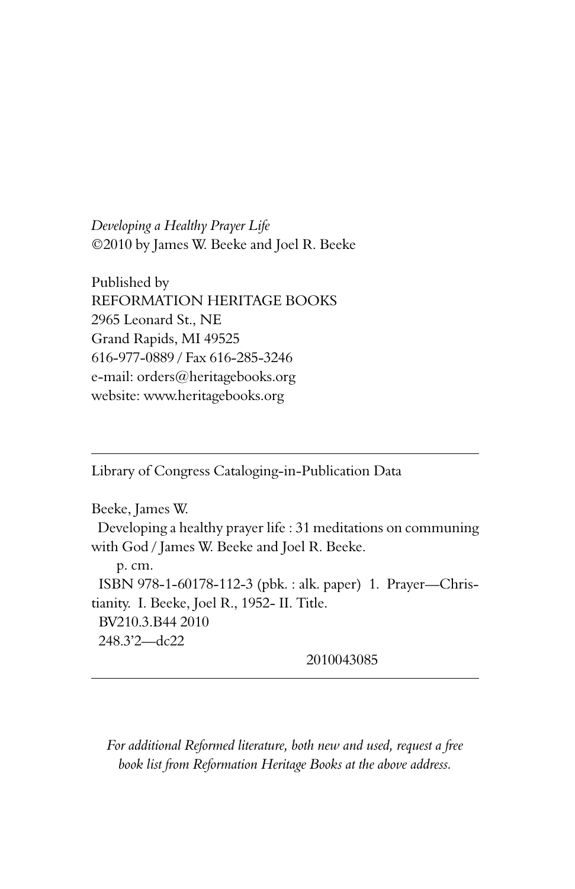*Developing a Healthy Prayer Life*
©2010 by James W. Beeke and Joel R. Beeke

Published by
REFORMATION HERITAGE BOOKS
2965 Leonard St., NE
Grand Rapids, MI 49525
616-977-0889 / Fax 616-285-3246
e-mail: orders@heritagebooks.org
website: www.heritagebooks.org

---

Library of Congress Cataloging-in-Publication Data

Beeke, James W.
Developing a healthy prayer life : 31 meditations on communing with God / James W. Beeke and Joel R. Beeke.
p. cm.
ISBN 978-1-60178-112-3 (pbk. : alk. paper) 1. Prayer—Christianity. I. Beeke, Joel R., 1952- II. Title.
BV210.3.B44 2010
248.3'2—dc22

2010043085

---

*For additional Reformed literature, both new and used, request a free book list from Reformation Heritage Books at the above address.*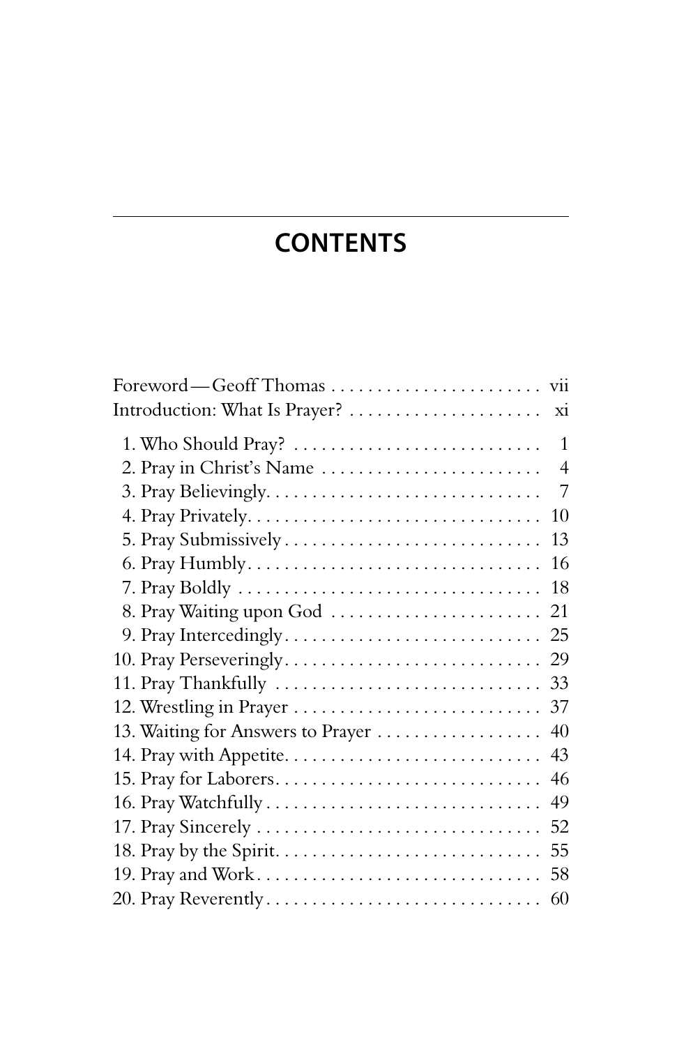# CONTENTS

Foreword — Geoff Thomas . . . . . . . . . . . . . . . . . . . . . . . vii
Introduction: What Is Prayer? . . . . . . . . . . . . . . . . . . . . . xi

1. Who Should Pray? . . . . . . . . . . . . . . . . . . . . . . . . . . . 1
2. Pray in Christ's Name . . . . . . . . . . . . . . . . . . . . . . . . 4
3. Pray Believingly. . . . . . . . . . . . . . . . . . . . . . . . . . . . . 7
4. Pray Privately. . . . . . . . . . . . . . . . . . . . . . . . . . . . . . . 10
5. Pray Submissively . . . . . . . . . . . . . . . . . . . . . . . . . . . 13
6. Pray Humbly. . . . . . . . . . . . . . . . . . . . . . . . . . . . . . . 16
7. Pray Boldly . . . . . . . . . . . . . . . . . . . . . . . . . . . . . . . . 18
8. Pray Waiting upon God . . . . . . . . . . . . . . . . . . . . . . . 21
9. Pray Intercedingly. . . . . . . . . . . . . . . . . . . . . . . . . . . 25
10. Pray Perseveringly. . . . . . . . . . . . . . . . . . . . . . . . . . . 29
11. Pray Thankfully . . . . . . . . . . . . . . . . . . . . . . . . . . . . 33
12. Wrestling in Prayer . . . . . . . . . . . . . . . . . . . . . . . . . . 37
13. Waiting for Answers to Prayer . . . . . . . . . . . . . . . . . . 40
14. Pray with Appetite. . . . . . . . . . . . . . . . . . . . . . . . . . . 43
15. Pray for Laborers. . . . . . . . . . . . . . . . . . . . . . . . . . . . 46
16. Pray Watchfully . . . . . . . . . . . . . . . . . . . . . . . . . . . . . 49
17. Pray Sincerely . . . . . . . . . . . . . . . . . . . . . . . . . . . . . . 52
18. Pray by the Spirit. . . . . . . . . . . . . . . . . . . . . . . . . . . . 55
19. Pray and Work. . . . . . . . . . . . . . . . . . . . . . . . . . . . . . 58
20. Pray Reverently. . . . . . . . . . . . . . . . . . . . . . . . . . . . . 60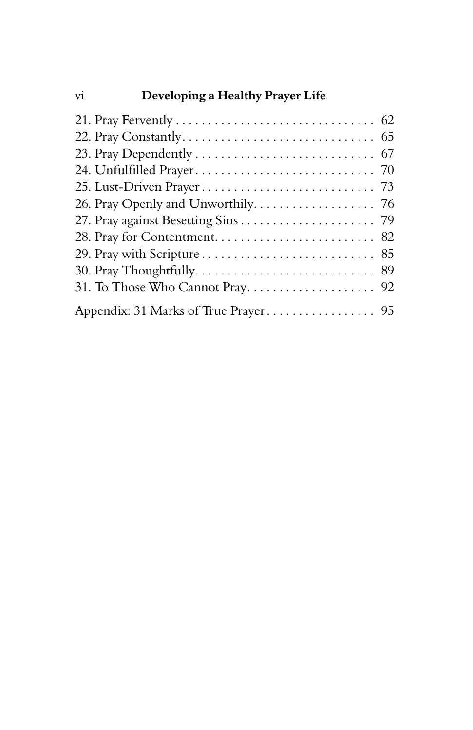21. Pray Fervently . . . . . . . . . . . . . . . . . . . . . . . . . . . . . . . 62
22. Pray Constantly . . . . . . . . . . . . . . . . . . . . . . . . . . . . . . 65
23. Pray Dependently . . . . . . . . . . . . . . . . . . . . . . . . . . . . 67
24. Unfulfilled Prayer . . . . . . . . . . . . . . . . . . . . . . . . . . . . 70
25. Lust-Driven Prayer . . . . . . . . . . . . . . . . . . . . . . . . . . . 73
26. Pray Openly and Unworthily . . . . . . . . . . . . . . . . . . . 76
27. Pray against Besetting Sins . . . . . . . . . . . . . . . . . . . . 79
28. Pray for Contentment . . . . . . . . . . . . . . . . . . . . . . . . . 82
29. Pray with Scripture . . . . . . . . . . . . . . . . . . . . . . . . . . . 85
30. Pray Thoughtfully . . . . . . . . . . . . . . . . . . . . . . . . . . . . 89
31. To Those Who Cannot Pray . . . . . . . . . . . . . . . . . . . . 92

Appendix: 31 Marks of True Prayer . . . . . . . . . . . . . . . . 95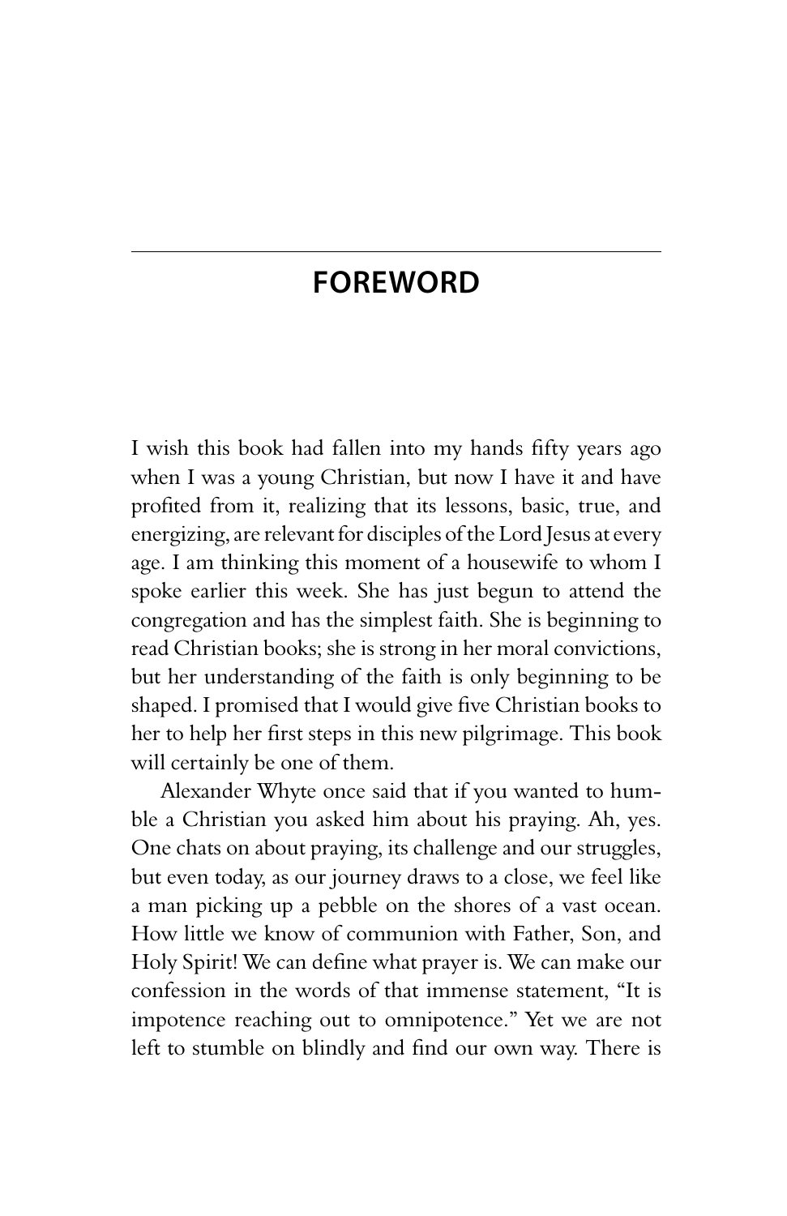# FOREWORD

I wish this book had fallen into my hands fifty years ago when I was a young Christian, but now I have it and have profited from it, realizing that its lessons, basic, true, and energizing, are relevant for disciples of the Lord Jesus at every age. I am thinking this moment of a housewife to whom I spoke earlier this week. She has just begun to attend the congregation and has the simplest faith. She is beginning to read Christian books; she is strong in her moral convictions, but her understanding of the faith is only beginning to be shaped. I promised that I would give five Christian books to her to help her first steps in this new pilgrimage. This book will certainly be one of them.

Alexander Whyte once said that if you wanted to humble a Christian you asked him about his praying. Ah, yes. One chats on about praying, its challenge and our struggles, but even today, as our journey draws to a close, we feel like a man picking up a pebble on the shores of a vast ocean. How little we know of communion with Father, Son, and Holy Spirit! We can define what prayer is. We can make our confession in the words of that immense statement, "It is impotence reaching out to omnipotence." Yet we are not left to stumble on blindly and find our own way. There is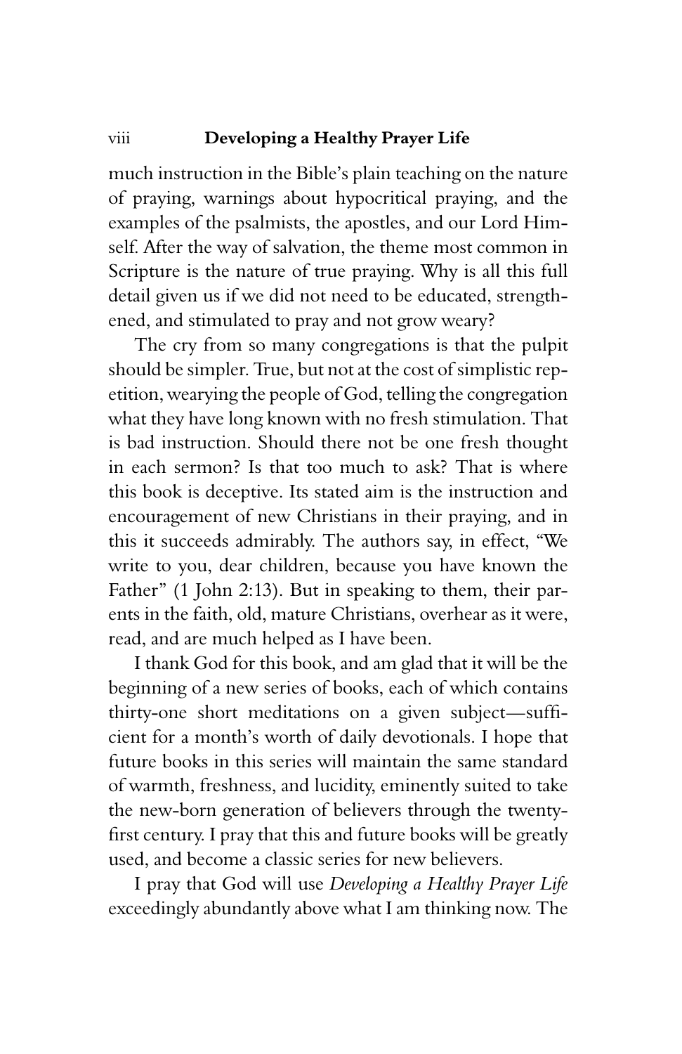much instruction in the Bible's plain teaching on the nature of praying, warnings about hypocritical praying, and the examples of the psalmists, the apostles, and our Lord Himself. After the way of salvation, the theme most common in Scripture is the nature of true praying. Why is all this full detail given us if we did not need to be educated, strengthened, and stimulated to pray and not grow weary?

The cry from so many congregations is that the pulpit should be simpler. True, but not at the cost of simplistic repetition, wearying the people of God, telling the congregation what they have long known with no fresh stimulation. That is bad instruction. Should there not be one fresh thought in each sermon? Is that too much to ask? That is where this book is deceptive. Its stated aim is the instruction and encouragement of new Christians in their praying, and in this it succeeds admirably. The authors say, in effect, "We write to you, dear children, because you have known the Father" (1 John 2:13). But in speaking to them, their parents in the faith, old, mature Christians, overhear as it were, read, and are much helped as I have been.

I thank God for this book, and am glad that it will be the beginning of a new series of books, each of which contains thirty-one short meditations on a given subject—sufficient for a month's worth of daily devotionals. I hope that future books in this series will maintain the same standard of warmth, freshness, and lucidity, eminently suited to take the new-born generation of believers through the twenty-first century. I pray that this and future books will be greatly used, and become a classic series for new believers.

I pray that God will use *Developing a Healthy Prayer Life* exceedingly abundantly above what I am thinking now. The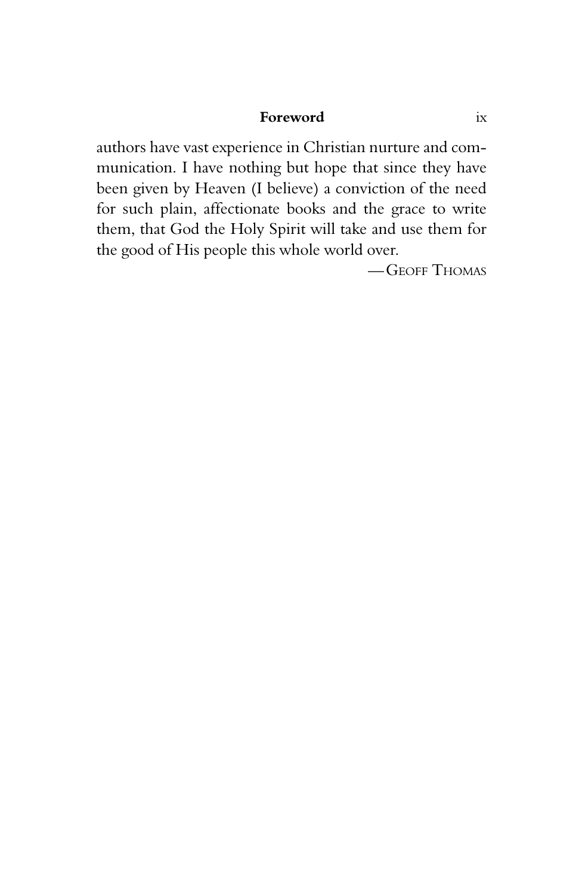authors have vast experience in Christian nurture and communication. I have nothing but hope that since they have been given by Heaven (I believe) a conviction of the need for such plain, affectionate books and the grace to write them, that God the Holy Spirit will take and use them for the good of His people this whole world over.

—Geoff Thomas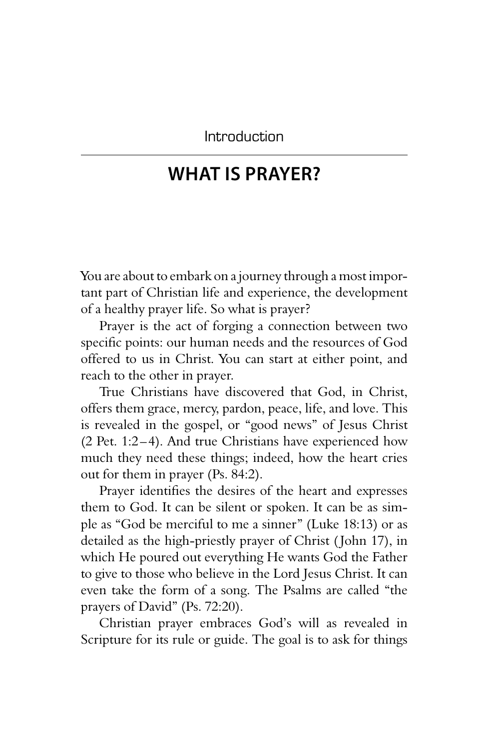Introduction

# WHAT IS PRAYER?

You are about to embark on a journey through a most important part of Christian life and experience, the development of a healthy prayer life. So what is prayer?

Prayer is the act of forging a connection between two specific points: our human needs and the resources of God offered to us in Christ. You can start at either point, and reach to the other in prayer.

True Christians have discovered that God, in Christ, offers them grace, mercy, pardon, peace, life, and love. This is revealed in the gospel, or "good news" of Jesus Christ (2 Pet. 1:2–4). And true Christians have experienced how much they need these things; indeed, how the heart cries out for them in prayer (Ps. 84:2).

Prayer identifies the desires of the heart and expresses them to God. It can be silent or spoken. It can be as simple as "God be merciful to me a sinner" (Luke 18:13) or as detailed as the high-priestly prayer of Christ (John 17), in which He poured out everything He wants God the Father to give to those who believe in the Lord Jesus Christ. It can even take the form of a song. The Psalms are called "the prayers of David" (Ps. 72:20).

Christian prayer embraces God's will as revealed in Scripture for its rule or guide. The goal is to ask for things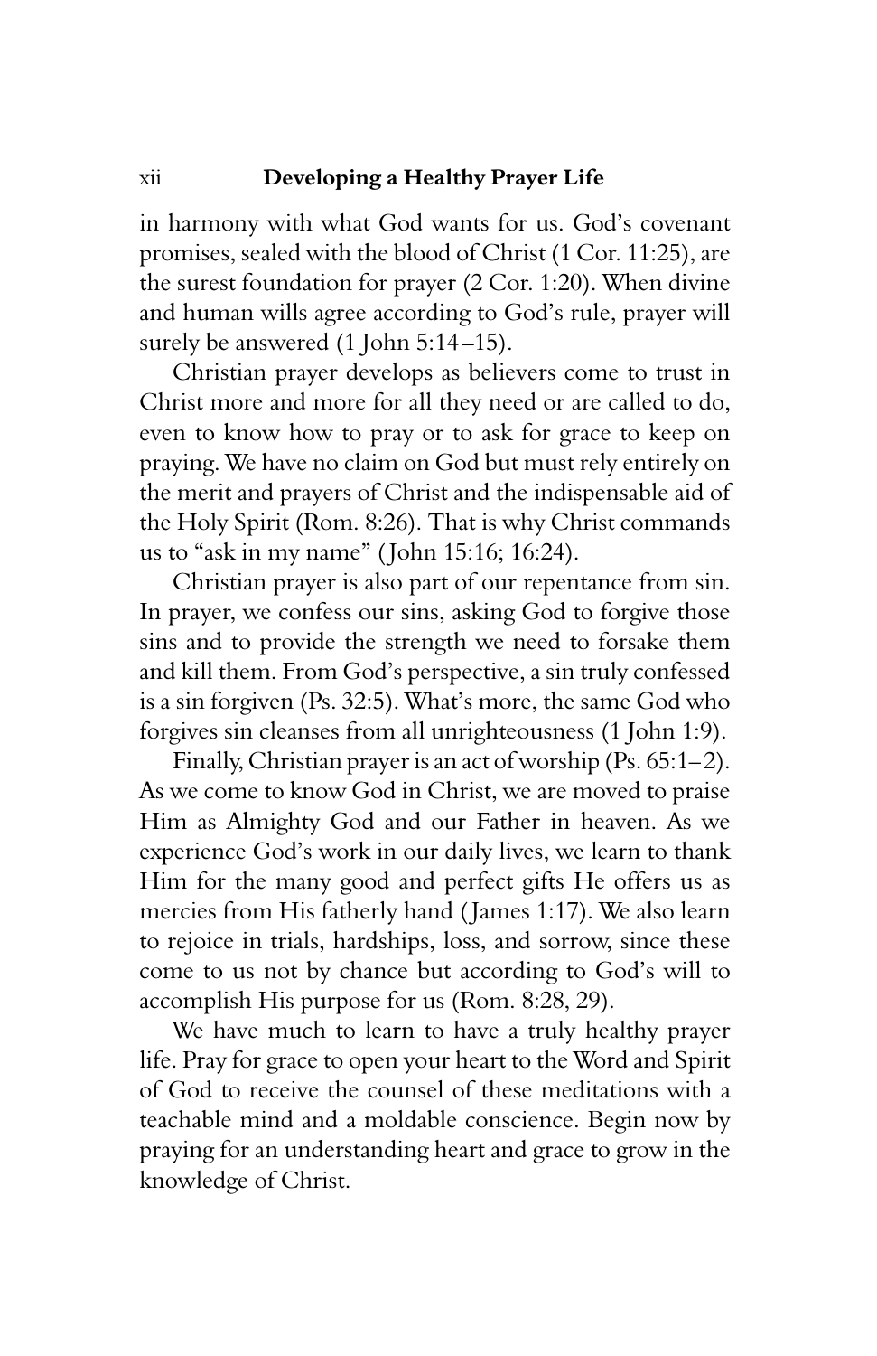in harmony with what God wants for us. God's covenant promises, sealed with the blood of Christ (1 Cor. 11:25), are the surest foundation for prayer (2 Cor. 1:20). When divine and human wills agree according to God's rule, prayer will surely be answered (1 John 5:14–15).

Christian prayer develops as believers come to trust in Christ more and more for all they need or are called to do, even to know how to pray or to ask for grace to keep on praying. We have no claim on God but must rely entirely on the merit and prayers of Christ and the indispensable aid of the Holy Spirit (Rom. 8:26). That is why Christ commands us to "ask in my name" (John 15:16; 16:24).

Christian prayer is also part of our repentance from sin. In prayer, we confess our sins, asking God to forgive those sins and to provide the strength we need to forsake them and kill them. From God's perspective, a sin truly confessed is a sin forgiven (Ps. 32:5). What's more, the same God who forgives sin cleanses from all unrighteousness (1 John 1:9).

Finally, Christian prayer is an act of worship (Ps. 65:1–2). As we come to know God in Christ, we are moved to praise Him as Almighty God and our Father in heaven. As we experience God's work in our daily lives, we learn to thank Him for the many good and perfect gifts He offers us as mercies from His fatherly hand (James 1:17). We also learn to rejoice in trials, hardships, loss, and sorrow, since these come to us not by chance but according to God's will to accomplish His purpose for us (Rom. 8:28, 29).

We have much to learn to have a truly healthy prayer life. Pray for grace to open your heart to the Word and Spirit of God to receive the counsel of these meditations with a teachable mind and a moldable conscience. Begin now by praying for an understanding heart and grace to grow in the knowledge of Christ.